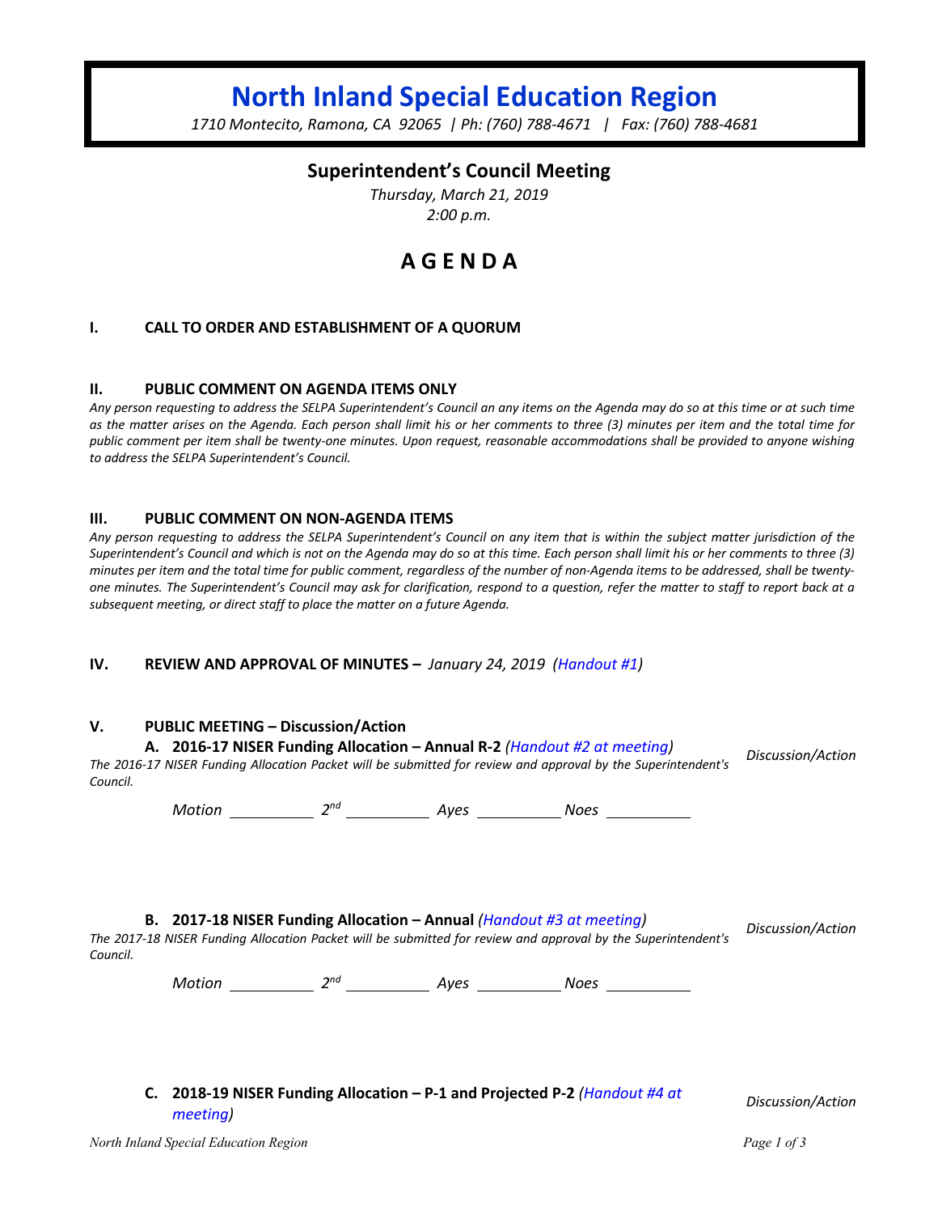# North Inland Special Education Region

*1710 Montecito, Ramona, CA 92065 | Ph: (760) 788-4671 | Fax: (760) 788-4681*

## Superintendent's Council Meeting

*Thursday, March 21, 2019*
*2:00 p.m.*

# A G E N D A

### I. CALL TO ORDER AND ESTABLISHMENT OF A QUORUM

### II. PUBLIC COMMENT ON AGENDA ITEMS ONLY

*Any person requesting to address the SELPA Superintendent's Council an any items on the Agenda may do so at this time or at such time as the matter arises on the Agenda. Each person shall limit his or her comments to three (3) minutes per item and the total time for public comment per item shall be twenty-one minutes. Upon request, reasonable accommodations shall be provided to anyone wishing to address the SELPA Superintendent's Council.*

### III. PUBLIC COMMENT ON NON-AGENDA ITEMS

*Any person requesting to address the SELPA Superintendent's Council on any item that is within the subject matter jurisdiction of the Superintendent's Council and which is not on the Agenda may do so at this time. Each person shall limit his or her comments to three (3) minutes per item and the total time for public comment, regardless of the number of non-Agenda items to be addressed, shall be twenty-one minutes. The Superintendent's Council may ask for clarification, respond to a question, refer the matter to staff to report back at a subsequent meeting, or direct staff to place the matter on a future Agenda.*

### IV. REVIEW AND APPROVAL OF MINUTES – *January 24, 2019 (Handout #1)*

### V. PUBLIC MEETING – Discussion/Action

**A. 2016-17 NISER Funding Allocation – Annual R-2** *(Handout #2 at meeting)* — *Discussion/Action*

*The 2016-17 NISER Funding Allocation Packet will be submitted for review and approval by the Superintendent's Council.*

*Motion* ________ *2nd* ________ *Ayes* ________ *Noes* ________

**B. 2017-18 NISER Funding Allocation – Annual** *(Handout #3 at meeting)* — *Discussion/Action*

*The 2017-18 NISER Funding Allocation Packet will be submitted for review and approval by the Superintendent's Council.*

*Motion* ________ *2nd* ________ *Ayes* ________ *Noes* ________

**C. 2018-19 NISER Funding Allocation – P-1 and Projected P-2** *(Handout #4 at meeting)* — *Discussion/Action*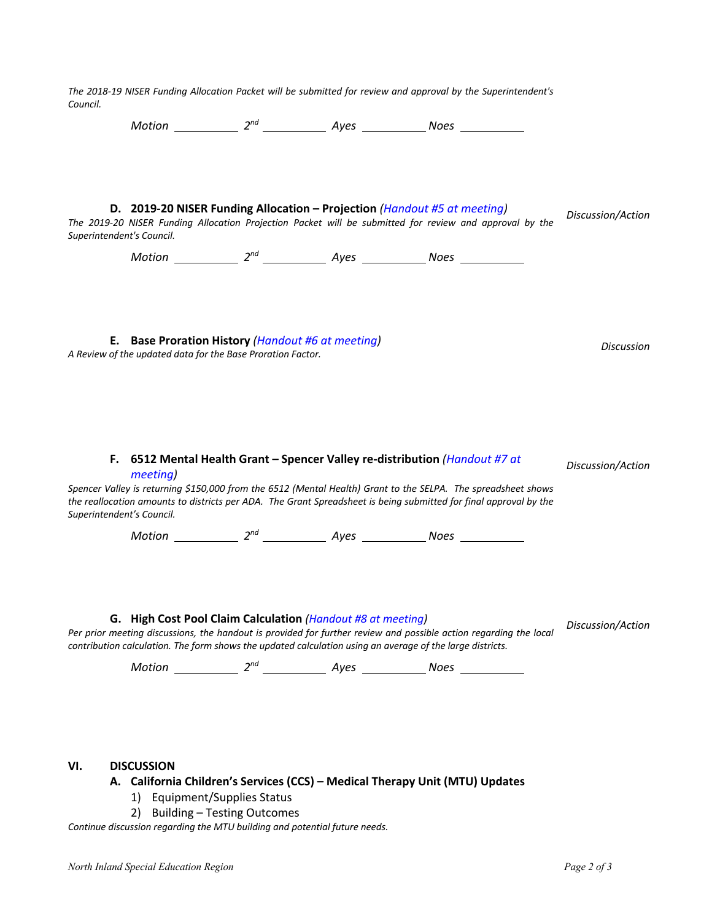*The 2018-19 NISER Funding Allocation Packet will be submitted for review and approval by the Superintendent's Council.*

*Motion* __________ *2nd* __________ *Ayes* __________ *Noes* __________

**D. 2019-20 NISER Funding Allocation – Projection** *(Handout #5 at meeting)* — *Discussion/Action*

*The 2019-20 NISER Funding Allocation Projection Packet will be submitted for review and approval by the Superintendent's Council.*

*Motion* __________ *2nd* __________ *Ayes* __________ *Noes* __________

**E. Base Proration History** *(Handout #6 at meeting)* — *Discussion*

*A Review of the updated data for the Base Proration Factor.*

**F. 6512 Mental Health Grant – Spencer Valley re-distribution** *(Handout #7 at meeting)* — *Discussion/Action*

*Spencer Valley is returning $150,000 from the 6512 (Mental Health) Grant to the SELPA. The spreadsheet shows the reallocation amounts to districts per ADA. The Grant Spreadsheet is being submitted for final approval by the Superintendent's Council.*

*Motion* __________ *2nd* __________ *Ayes* __________ *Noes* __________

**G. High Cost Pool Claim Calculation** *(Handout #8 at meeting)* — *Discussion/Action*

*Per prior meeting discussions, the handout is provided for further review and possible action regarding the local contribution calculation. The form shows the updated calculation using an average of the large districts.*

*Motion* __________ *2nd* __________ *Ayes* __________ *Noes* __________

## VI. DISCUSSION

**A. California Children's Services (CCS) – Medical Therapy Unit (MTU) Updates**

1) Equipment/Supplies Status
2) Building – Testing Outcomes

*Continue discussion regarding the MTU building and potential future needs.*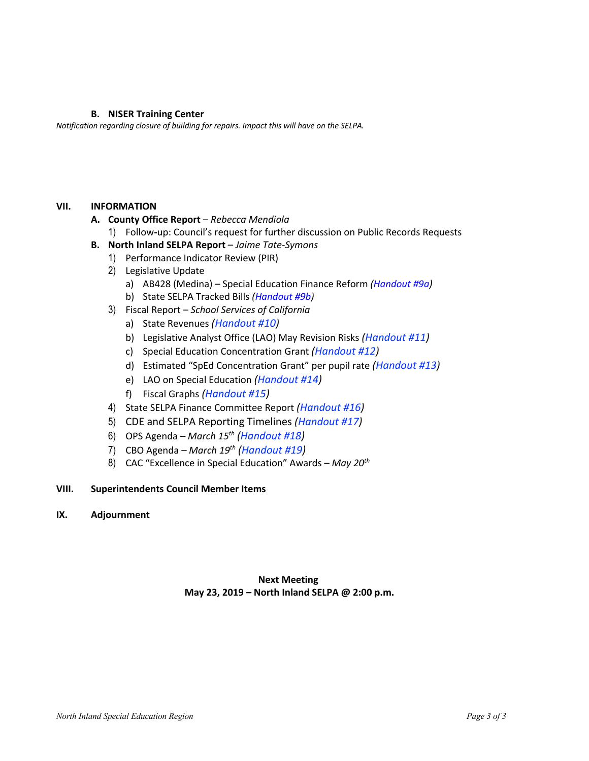**B. NISER Training Center**

*Notification regarding closure of building for repairs. Impact this will have on the SELPA.*

## VII. INFORMATION

**A. County Office Report** – *Rebecca Mendiola*

1) Follow-up: Council's request for further discussion on Public Records Requests

**B. North Inland SELPA Report** – *Jaime Tate-Symons*

1) Performance Indicator Review (PIR)
2) Legislative Update
   a) AB428 (Medina) – Special Education Finance Reform *(Handout #9a)*
   b) State SELPA Tracked Bills *(Handout #9b)*
3) Fiscal Report – *School Services of California*
   a) State Revenues *(Handout #10)*
   b) Legislative Analyst Office (LAO) May Revision Risks *(Handout #11)*
   c) Special Education Concentration Grant *(Handout #12)*
   d) Estimated "SpEd Concentration Grant" per pupil rate *(Handout #13)*
   e) LAO on Special Education *(Handout #14)*
   f) Fiscal Graphs *(Handout #15)*
4) State SELPA Finance Committee Report *(Handout #16)*
5) CDE and SELPA Reporting Timelines *(Handout #17)*
6) OPS Agenda – *March 15th* *(Handout #18)*
7) CBO Agenda – *March 19th* *(Handout #19)*
8) CAC "Excellence in Special Education" Awards – *May 20th*

## VIII. Superintendents Council Member Items

## IX. Adjournment

**Next Meeting**
**May 23, 2019 – North Inland SELPA @ 2:00 p.m.**